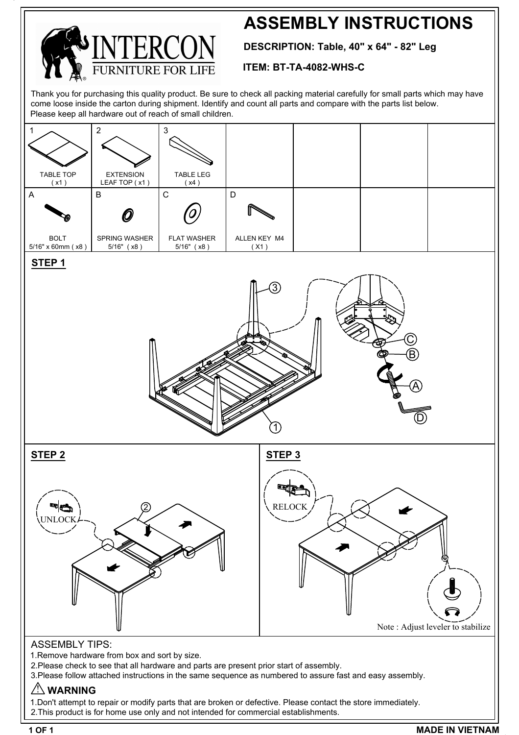# ASSEMBLY INSTRUCTIONS

INTERCON
FURNITURE FOR LIFE

**DESCRIPTION: Table, 40" x 64" - 82" Leg**

**ITEM: BT-TA-4082-WHS-C**

Thank you for purchasing this quality product. Be sure to check all packing material carefully for small parts which may have come loose inside the carton during shipment. Identify and count all parts and compare with the parts list below.
Please keep all hardware out of reach of small children.

| 1 | 2 | 3 | | | | |
|---|---|---|---|---|---|---|
| TABLE TOP ( x1 ) | EXTENSION LEAF TOP ( x1 ) | TABLE LEG ( x4 ) | | | | |
| **A** | **B** | **C** | **D** | | | |
| BOLT 5/16" x 60mm ( x8 ) | SPRING WASHER 5/16" ( x8 ) | FLAT WASHER 5/16" ( x8 ) | ALLEN KEY M4 ( X1 ) | | | |

## STEP 1

## STEP 2

UNLOCK

## STEP 3

RELOCK

Note : Adjust leveler to stabilize

ASSEMBLY TIPS:

1. Remove hardware from box and sort by size.
2. Please check to see that all hardware and parts are present prior start of assembly.
3. Please follow attached instructions in the same sequence as numbered to assure fast and easy assembly.

**⚠ WARNING**

1. Don't attempt to repair or modify parts that are broken or defective. Please contact the store immediately.
2. This product is for home use only and not intended for commercial establishments.

**MADE IN VIETNAM**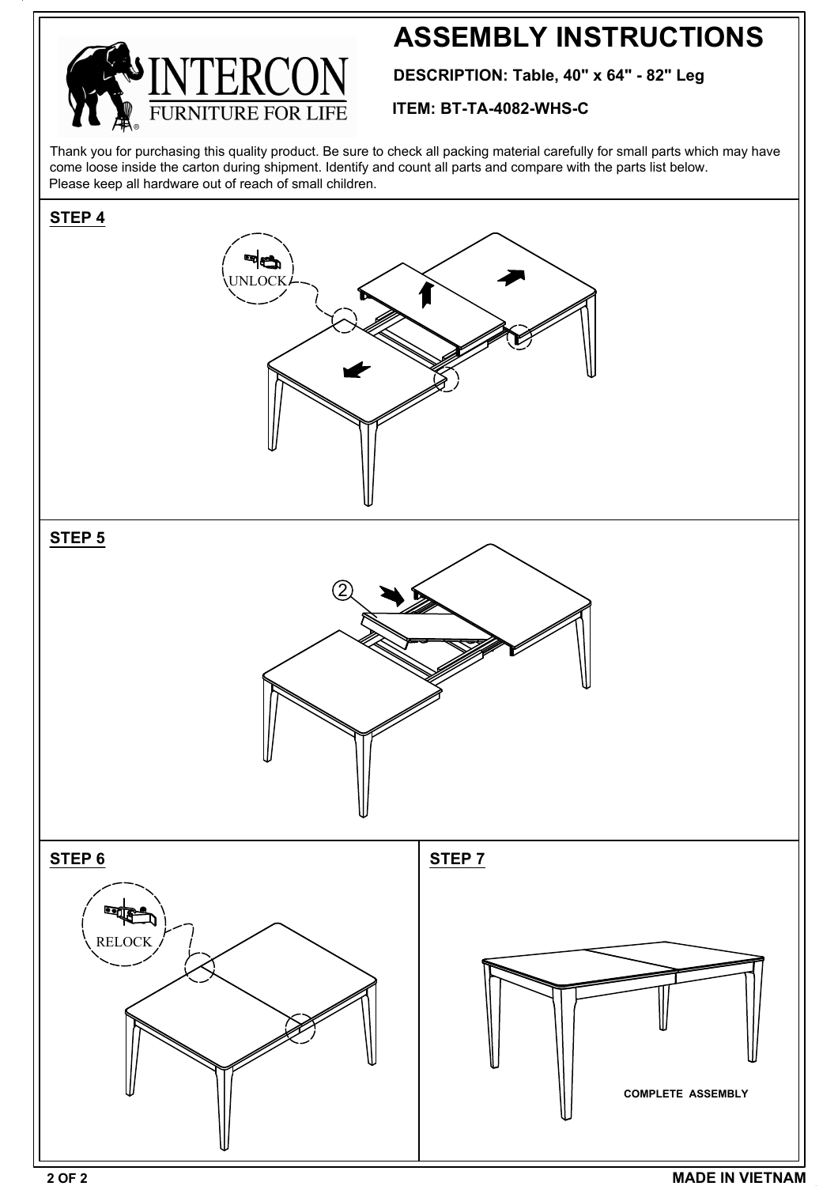INTERCON
FURNITURE FOR LIFE

# ASSEMBLY INSTRUCTIONS

**DESCRIPTION: Table, 40" x 64" - 82" Leg**

**ITEM: BT-TA-4082-WHS-C**

Thank you for purchasing this quality product. Be sure to check all packing material carefully for small parts which may have come loose inside the carton during shipment. Identify and count all parts and compare with the parts list below.
Please keep all hardware out of reach of small children.

## STEP 4

UNLOCK

## STEP 5

2

## STEP 6

RELOCK

## STEP 7

COMPLETE ASSEMBLY

**MADE IN VIETNAM**